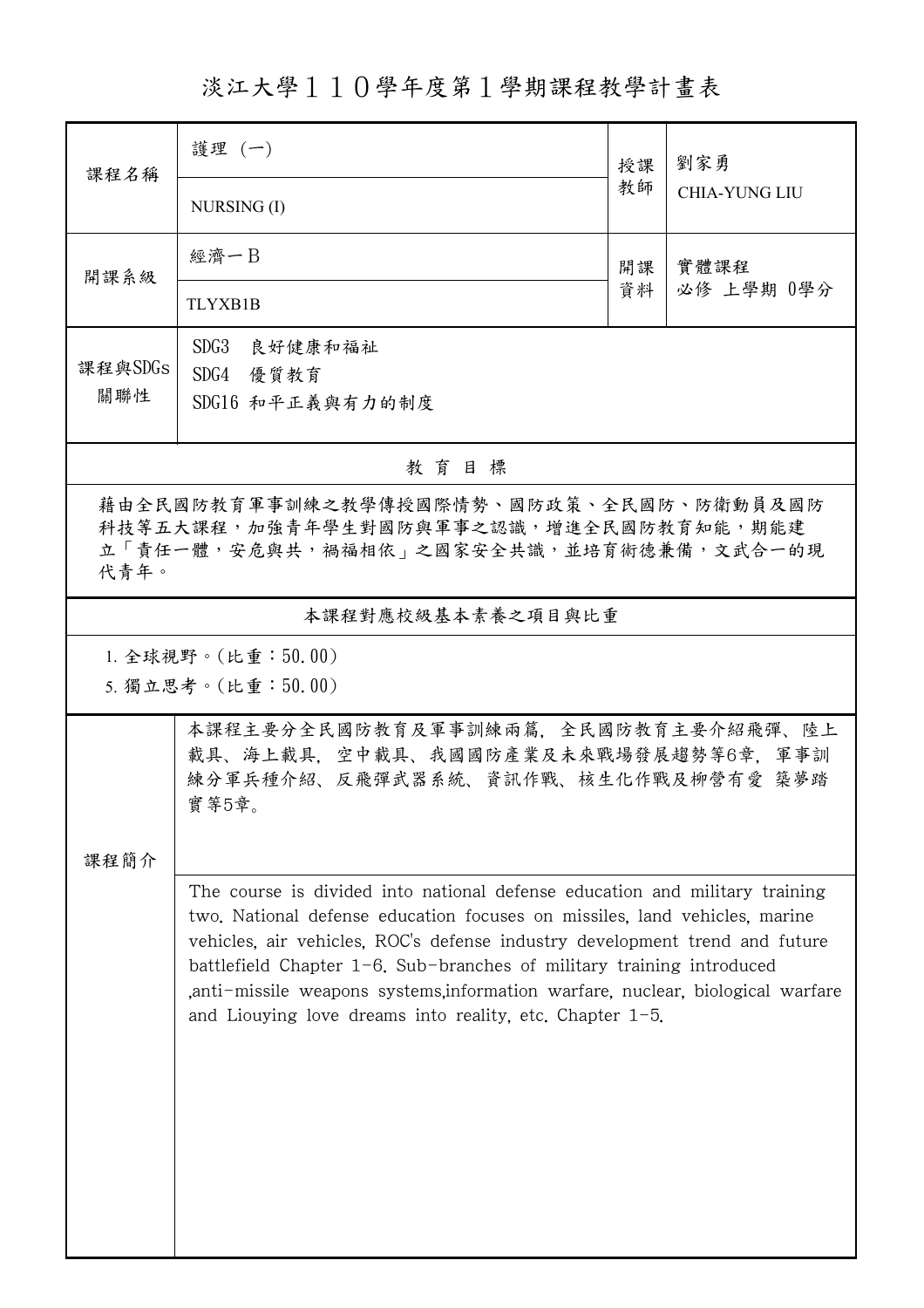# 淡江大學１１０學年度第１學期課程教學計畫表

| 課程名稱 | 護理（一） | 授課教師 | 劉家勇 |
|---|---|---|---|
| | NURSING (I) | | CHIA-YUNG LIU |
| 開課系級 | 經濟一Ｂ | 開課資料 | 實體課程<br>必修 上學期 0學分 |
| | TLYXB1B | | |
| 課程與SDGs關聯性 | SDG3　良好健康和福祉<br>SDG4　優質教育<br>SDG16 和平正義與有力的制度 | | |

## 教 育 目 標

藉由全民國防教育軍事訓練之教學傳授國際情勢、國防政策、全民國防、防衛動員及國防科技等五大課程，加強青年學生對國防與軍事之認識，增進全民國防教育知能，期能建立「責任一體，安危與共，禍福相依」之國家安全共識，並培育術德兼備，文武合一的現代青年。

## 本課程對應校級基本素養之項目與比重

1. 全球視野。(比重：50.00)
5. 獨立思考。(比重：50.00)

| 課程簡介 | |
|---|---|
| | 本課程主要分全民國防教育及軍事訓練兩篇，全民國防教育主要介紹飛彈、陸上載具、海上載具，空中載具、我國國防產業及未來戰場發展趨勢等6章，軍事訓練分軍兵種介紹、反飛彈武器系統、資訊作戰、核生化作戰及柳營有愛 築夢踏實等5章。 |
| | The course is divided into national defense education and military training two. National defense education focuses on missiles, land vehicles, marine vehicles, air vehicles, ROC's defense industry development trend and future battlefield Chapter 1-6. Sub-branches of military training introduced ,anti-missile weapons systems,information warfare, nuclear, biological warfare and Liouying love dreams into reality, etc. Chapter 1-5. |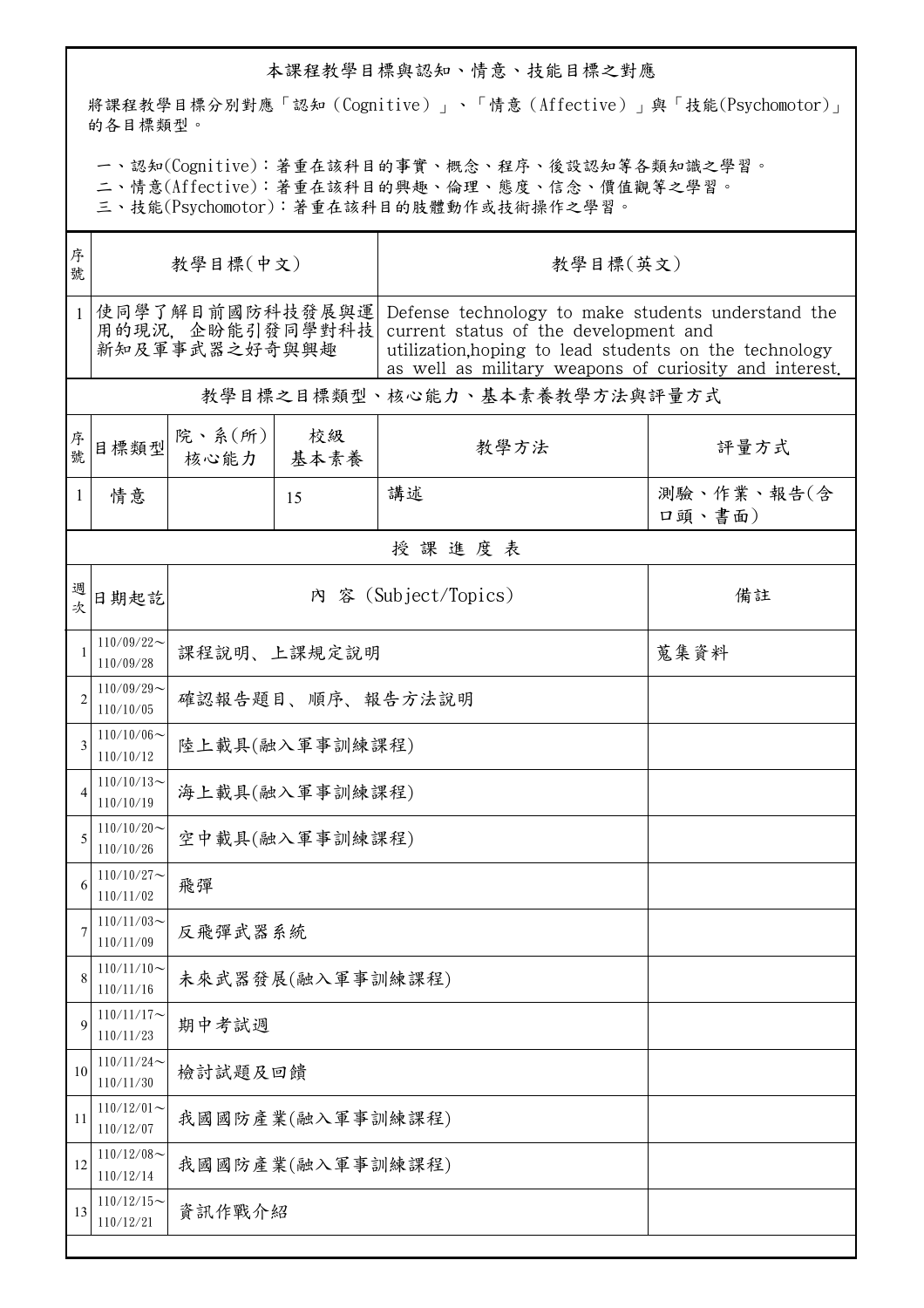## 本課程教學目標與認知、情意、技能目標之對應

將課程教學目標分別對應「認知（Cognitive）」、「情意（Affective）」與「技能(Psychomotor)」的各目標類型。

一、認知(Cognitive)：著重在該科目的事實、概念、程序、後設認知等各類知識之學習。
二、情意(Affective)：著重在該科目的興趣、倫理、態度、信念、價值觀等之學習。
三、技能(Psychomotor)：著重在該科目的肢體動作或技術操作之學習。

| 序號 | 教學目標(中文) | 教學目標(英文) |
|---|---|---|
| 1 | 使同學了解目前國防科技發展與運用的現況，企盼能引發同學對科技新知及軍事武器之好奇與興趣 | Defense technology to make students understand the current status of the development and utilization,hoping to lead students on the technology as well as military weapons of curiosity and interest. |

### 教學目標之目標類型、核心能力、基本素養教學方法與評量方式

| 序號 | 目標類型 | 院、系(所)核心能力 | 校級基本素養 | 教學方法 | 評量方式 |
|---|---|---|---|---|---|
| 1 | 情意 | | 15 | 講述 | 測驗、作業、報告(含口頭、書面) |

### 授課進度表

| 週次 | 日期起訖 | 內 容 (Subject/Topics) | 備註 |
|---|---|---|---|
| 1 | 110/09/22～110/09/28 | 課程說明、上課規定說明 | 蒐集資料 |
| 2 | 110/09/29～110/10/05 | 確認報告題目、順序、報告方法說明 | |
| 3 | 110/10/06～110/10/12 | 陸上載具(融入軍事訓練課程) | |
| 4 | 110/10/13～110/10/19 | 海上載具(融入軍事訓練課程) | |
| 5 | 110/10/20～110/10/26 | 空中載具(融入軍事訓練課程) | |
| 6 | 110/10/27～110/11/02 | 飛彈 | |
| 7 | 110/11/03～110/11/09 | 反飛彈武器系統 | |
| 8 | 110/11/10～110/11/16 | 未來武器發展(融入軍事訓練課程) | |
| 9 | 110/11/17～110/11/23 | 期中考試週 | |
| 10 | 110/11/24～110/11/30 | 檢討試題及回饋 | |
| 11 | 110/12/01～110/12/07 | 我國國防產業(融入軍事訓練課程) | |
| 12 | 110/12/08～110/12/14 | 我國國防產業(融入軍事訓練課程) | |
| 13 | 110/12/15～110/12/21 | 資訊作戰介紹 | |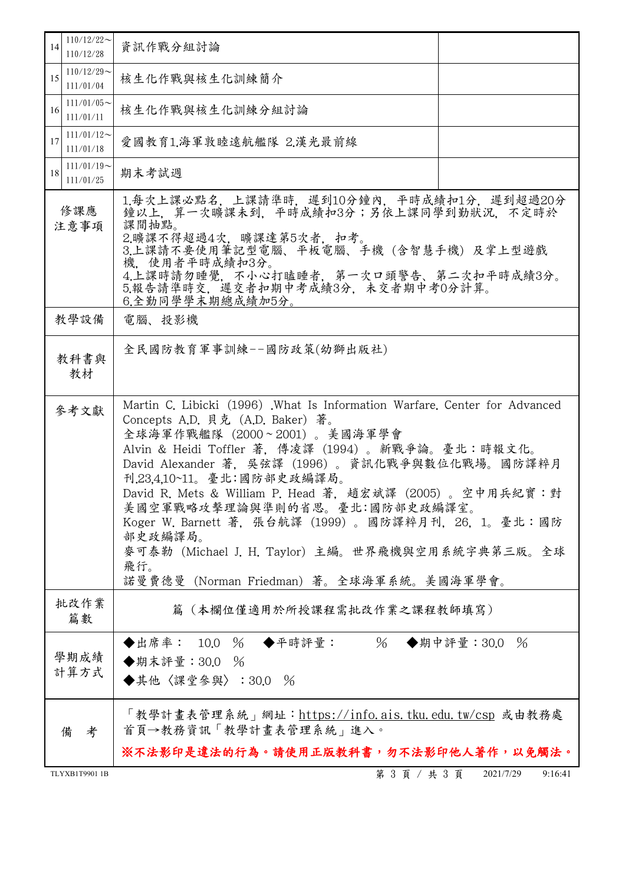| | | | |
|---|---|---|---|
| 14 | 110/12/22～110/12/28 | 資訊作戰分組討論 | |
| 15 | 110/12/29～111/01/04 | 核生化作戰與核生化訓練簡介 | |
| 16 | 111/01/05～111/01/11 | 核生化作戰與核生化訓練分組討論 | |
| 17 | 111/01/12～111/01/18 | 愛國教育1.海軍敦睦遠航艦隊 2.漢光最前線 | |
| 18 | 111/01/19～111/01/25 | 期末考試週 | |

| | |
|---|---|
| 修課應注意事項 | 1.每次上課必點名，上課請準時，遲到10分鐘內，平時成績扣1分，遲到超過20分鐘以上，算一次曠課未到，平時成績扣3分；另依上課同學到勤狀況，不定時於課間抽點。<br>2.曠課不得超過4次，曠課達第5次者，扣考。<br>3.上課請不要使用筆記型電腦、平板電腦、手機（含智慧手機）及掌上型遊戲機，使用者平時成績扣3分。<br>4.上課時請勿睡覺，不小心打瞌睡者，第一次口頭警告、第二次扣平時成績3分。<br>5.報告請準時交，遲交者扣期中考成績3分，未交者期中考0分計算。<br>6.全勤同學學末期總成績加5分。 |
| 教學設備 | 電腦、投影機 |
| 教科書與教材 | 全民國防教育軍事訓練--國防政策(幼獅出版社) |
| 參考文獻 | Martin C. Libicki (1996) .What Is Information Warfare. Center for Advanced Concepts A.D. 貝克 (A.D. Baker) 著。<br>全球海軍作戰艦隊 (2000～2001) 。美國海軍學會<br>Alvin & Heidi Toffler 著，傅凌譯 (1994) 。新戰爭論。臺北：時報文化。<br>David Alexander 著，吳弦譯 (1996) 。資訊化戰爭與數位化戰場。國防譯粹月刊.23,4,10~11。臺北:國防部史政編譯局。<br>David R. Mets & William P. Head 著，趙宏斌譯 (2005) 。空中用兵紀實：對美國空軍戰略攻擊理論與準則的省思。臺北:國防部史政編譯室。<br>Koger W. Barnett 著，張台航譯 (1999) 。國防譯粹月刊，26，1。臺北：國防部史政編譯局。<br>麥可泰勒 (Michael J. H. Taylor) 主編。世界飛機與空用系統字典第三版。全球飛行。<br>諾曼費德曼 (Norman Friedman) 著。全球海軍系統。美國海軍學會。 |
| 批改作業篇數 | 篇（本欄位僅適用於所授課程需批改作業之課程教師填寫） |
| 學期成績計算方式 | ◆出席率： 10.0 ％ ◆平時評量： ％ ◆期中評量：30.0 ％<br>◆期末評量：30.0 ％<br>◆其他〈課堂參與〉：30.0 ％ |
| 備　考 | 「教學計畫表管理系統」網址：https://info.ais.tku.edu.tw/csp 或由教務處首頁→教務資訊「教學計畫表管理系統」進入。<br>**※不法影印是違法的行為。請使用正版教科書，勿不法影印他人著作，以免觸法。** |

TLYXB1T9901 1B　　2021/7/29　9:16:41